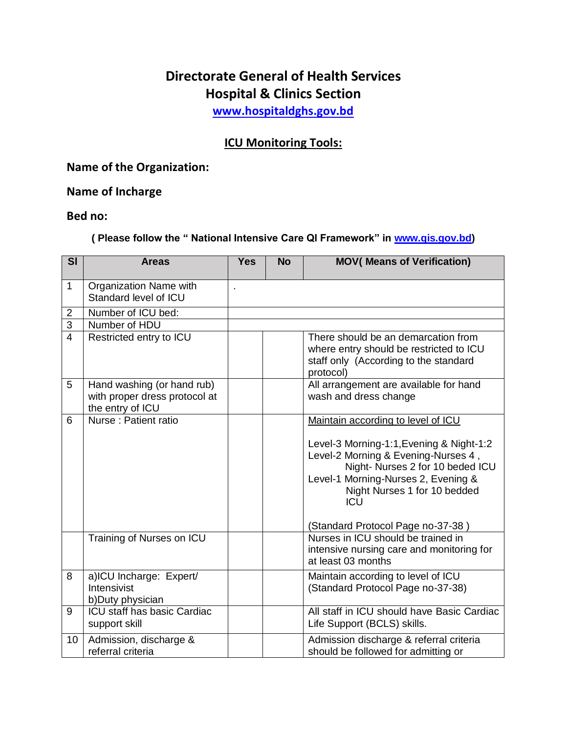# Directorate General of Health Services
## Hospital & Clinics Section

**www.hospitaldghs.gov.bd**

## ICU Monitoring Tools:

**Name of the Organization:**

**Name of Incharge**

**Bed no:**

**( Please follow the " National Intensive Care QI Framework" in www.qis.gov.bd)**

| Sl | Areas | Yes | No | MOV( Means of Verification) |
|---|---|---|---|---|
| 1 | Organization Name with Standard level of ICU | . | | |
| 2 | Number of ICU bed: | | | |
| 3 | Number of HDU | | | |
| 4 | Restricted entry to ICU | | | There should be an demarcation from where entry should be restricted to ICU staff only (According to the standard protocol) |
| 5 | Hand washing (or hand rub) with proper dress protocol at the entry of ICU | | | All arrangement are available for hand wash and dress change |
| 6 | Nurse : Patient ratio | | | Maintain according to level of ICU<br><br>Level-3 Morning-1:1,Evening & Night-1:2<br>Level-2 Morning & Evening-Nurses 4 , Night- Nurses 2 for 10 beded ICU<br>Level-1 Morning-Nurses 2, Evening & Night Nurses 1 for 10 bedded ICU<br><br>(Standard Protocol Page no-37-38 ) |
| | Training of Nurses on ICU | | | Nurses in ICU should be trained in intensive nursing care and monitoring for at least 03 months |
| 8 | a)ICU Incharge: Expert/ Intensivist<br>b)Duty physician | | | Maintain according to level of ICU (Standard Protocol Page no-37-38) |
| 9 | ICU staff has basic Cardiac support skill | | | All staff in ICU should have Basic Cardiac Life Support (BCLS) skills. |
| 10 | Admission, discharge & referral criteria | | | Admission discharge & referral criteria should be followed for admitting or |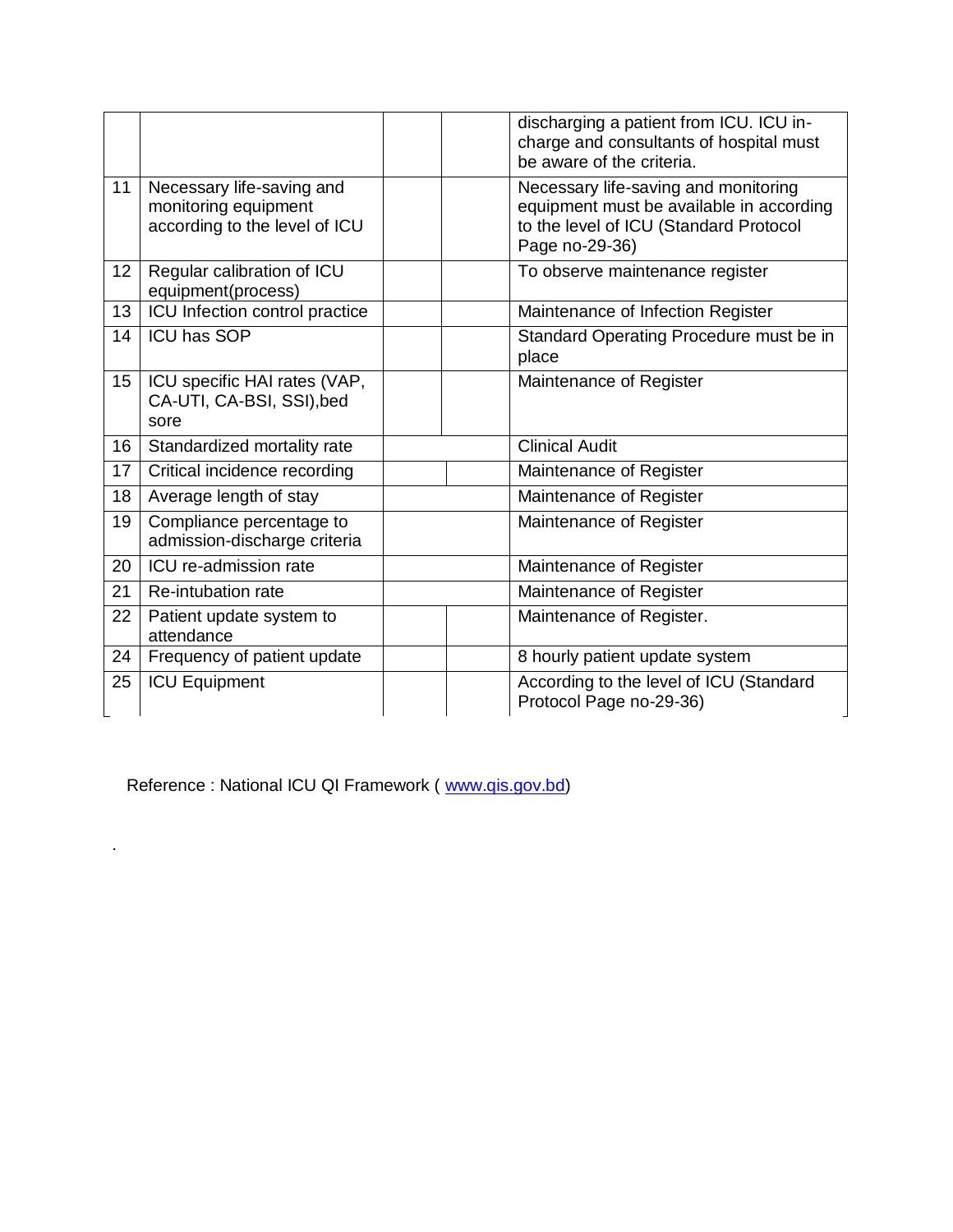| | | | | |
|---|---|---|---|---|
| | | | | discharging a patient from ICU. ICU in-charge and consultants of hospital must be aware of the criteria. |
| 11 | Necessary life-saving and monitoring equipment according to the level of ICU | | | Necessary life-saving and monitoring equipment must be available in according to the level of ICU (Standard Protocol Page no-29-36) |
| 12 | Regular calibration of ICU equipment(process) | | | To observe maintenance register |
| 13 | ICU Infection control practice | | | Maintenance of Infection Register |
| 14 | ICU has SOP | | | Standard Operating Procedure must be in place |
| 15 | ICU specific HAI rates (VAP, CA-UTI, CA-BSI, SSI),bed sore | | | Maintenance of Register |
| 16 | Standardized mortality rate | | | Clinical Audit |
| 17 | Critical incidence recording | | | Maintenance of Register |
| 18 | Average length of stay | | | Maintenance of Register |
| 19 | Compliance percentage to admission-discharge criteria | | | Maintenance of Register |
| 20 | ICU re-admission rate | | | Maintenance of Register |
| 21 | Re-intubation rate | | | Maintenance of Register |
| 22 | Patient update system to attendance | | | Maintenance of Register. |
| 24 | Frequency of patient update | | | 8 hourly patient update system |
| 25 | ICU Equipment | | | According to the level of ICU (Standard Protocol Page no-29-36) |

Reference : National ICU QI Framework ( [www.qis.gov.bd](http://www.qis.gov.bd))

.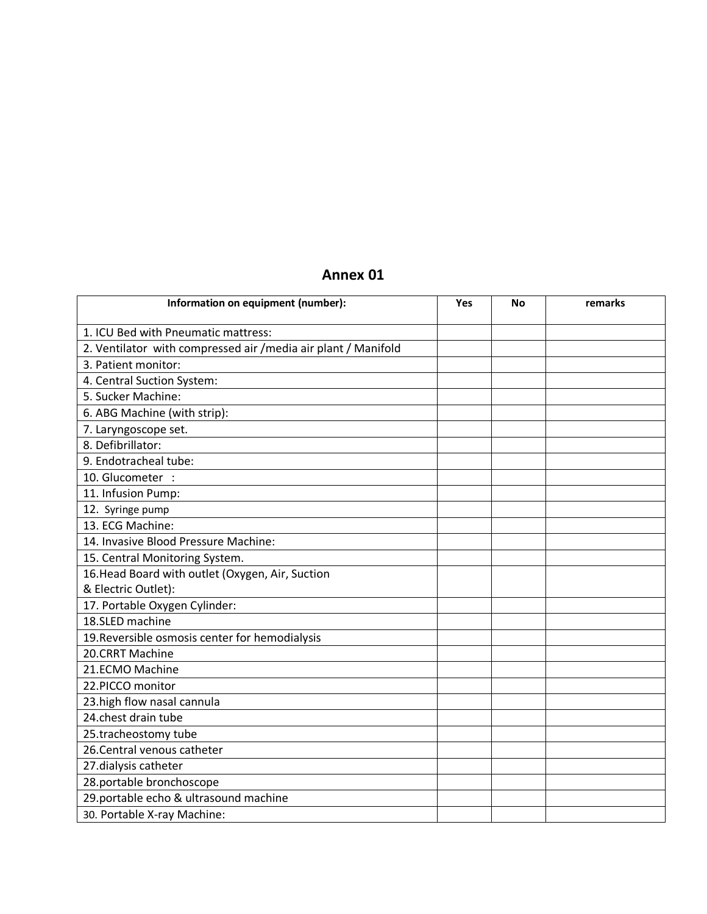## Annex 01

| Information on equipment (number): | Yes | No | remarks |
|---|---|---|---|
| 1. ICU Bed with Pneumatic mattress: | | | |
| 2. Ventilator with compressed air /media air plant / Manifold | | | |
| 3. Patient monitor: | | | |
| 4. Central Suction System: | | | |
| 5. Sucker Machine: | | | |
| 6. ABG Machine (with strip): | | | |
| 7. Laryngoscope set. | | | |
| 8. Defibrillator: | | | |
| 9. Endotracheal tube: | | | |
| 10. Glucometer : | | | |
| 11. Infusion Pump: | | | |
| 12. Syringe pump | | | |
| 13. ECG Machine: | | | |
| 14. Invasive Blood Pressure Machine: | | | |
| 15. Central Monitoring System. | | | |
| 16.Head Board with outlet (Oxygen, Air, Suction & Electric Outlet): | | | |
| 17. Portable Oxygen Cylinder: | | | |
| 18.SLED machine | | | |
| 19.Reversible osmosis center for hemodialysis | | | |
| 20.CRRT Machine | | | |
| 21.ECMO Machine | | | |
| 22.PICCO monitor | | | |
| 23.high flow nasal cannula | | | |
| 24.chest drain tube | | | |
| 25.tracheostomy tube | | | |
| 26.Central venous catheter | | | |
| 27.dialysis catheter | | | |
| 28.portable bronchoscope | | | |
| 29.portable echo & ultrasound machine | | | |
| 30. Portable X-ray Machine: | | | |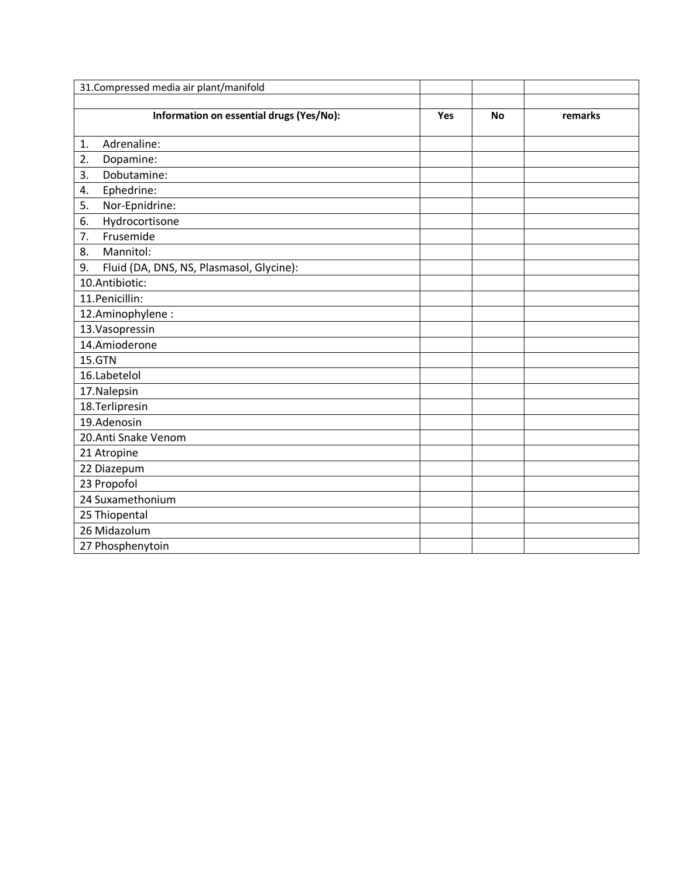| | | | |
|---|---|---|---|
| 31.Compressed media air plant/manifold | | | |
| | | | |
| **Information on essential drugs (Yes/No):** | **Yes** | **No** | **remarks** |
| 1. Adrenaline: | | | |
| 2. Dopamine: | | | |
| 3. Dobutamine: | | | |
| 4. Ephedrine: | | | |
| 5. Nor-Epnidrine: | | | |
| 6. Hydrocortisone | | | |
| 7. Frusemide | | | |
| 8. Mannitol: | | | |
| 9. Fluid (DA, DNS, NS, Plasmasol, Glycine): | | | |
| 10.Antibiotic: | | | |
| 11.Penicillin: | | | |
| 12.Aminophylene : | | | |
| 13.Vasopressin | | | |
| 14.Amioderone | | | |
| 15.GTN | | | |
| 16.Labetelol | | | |
| 17.Nalepsin | | | |
| 18.Terlipresin | | | |
| 19.Adenosin | | | |
| 20.Anti Snake Venom | | | |
| 21 Atropine | | | |
| 22 Diazepum | | | |
| 23 Propofol | | | |
| 24 Suxamethonium | | | |
| 25 Thiopental | | | |
| 26 Midazolum | | | |
| 27 Phosphenytoin | | | |